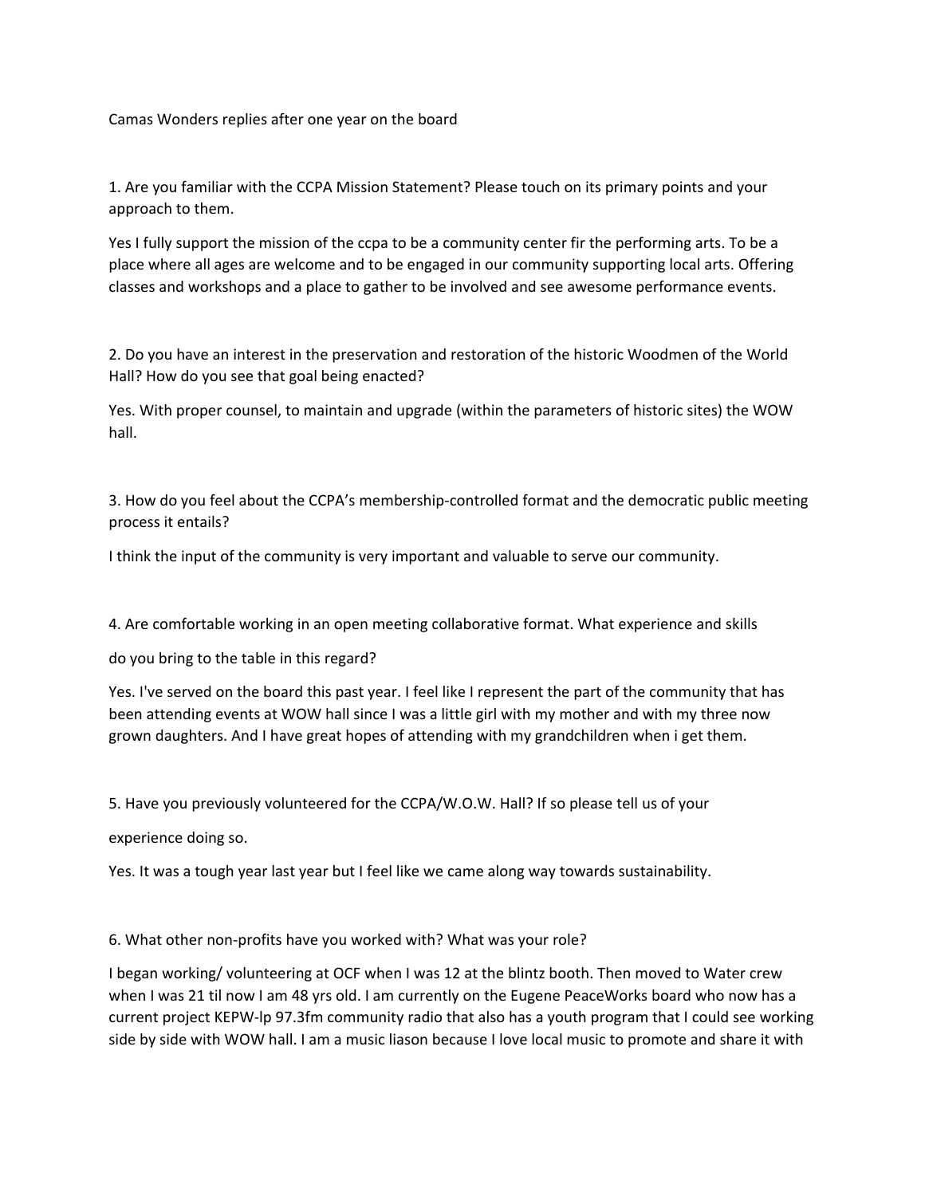Camas Wonders replies after one year on the board

1. Are you familiar with the CCPA Mission Statement? Please touch on its primary points and your approach to them.

Yes I fully support the mission of the ccpa to be a community center fir the performing arts. To be a place where all ages are welcome and to be engaged in our community supporting local arts. Offering classes and workshops and a place to gather to be involved and see awesome performance events.

2. Do you have an interest in the preservation and restoration of the historic Woodmen of the World Hall? How do you see that goal being enacted?

Yes. With proper counsel, to maintain and upgrade (within the parameters of historic sites) the WOW hall.

3. How do you feel about the CCPA's membership-controlled format and the democratic public meeting process it entails?

I think the input of the community is very important and valuable to serve our community.

4. Are comfortable working in an open meeting collaborative format. What experience and skills

do you bring to the table in this regard?

Yes. I've served on the board this past year. I feel like I represent the part of the community that has been attending events at WOW hall since I was a little girl with my mother and with my three now grown daughters. And I have great hopes of attending with my grandchildren when i get them.

5. Have you previously volunteered for the CCPA/W.O.W. Hall? If so please tell us of your

experience doing so.

Yes. It was a tough year last year but I feel like we came along way towards sustainability.

6. What other non-profits have you worked with? What was your role?

I began working/ volunteering at OCF when I was 12 at the blintz booth. Then moved to Water crew when I was 21 til now I am 48 yrs old. I am currently on the Eugene PeaceWorks board who now has a current project KEPW-lp 97.3fm community radio that also has a youth program that I could see working side by side with WOW hall. I am a music liason because I love local music to promote and share it with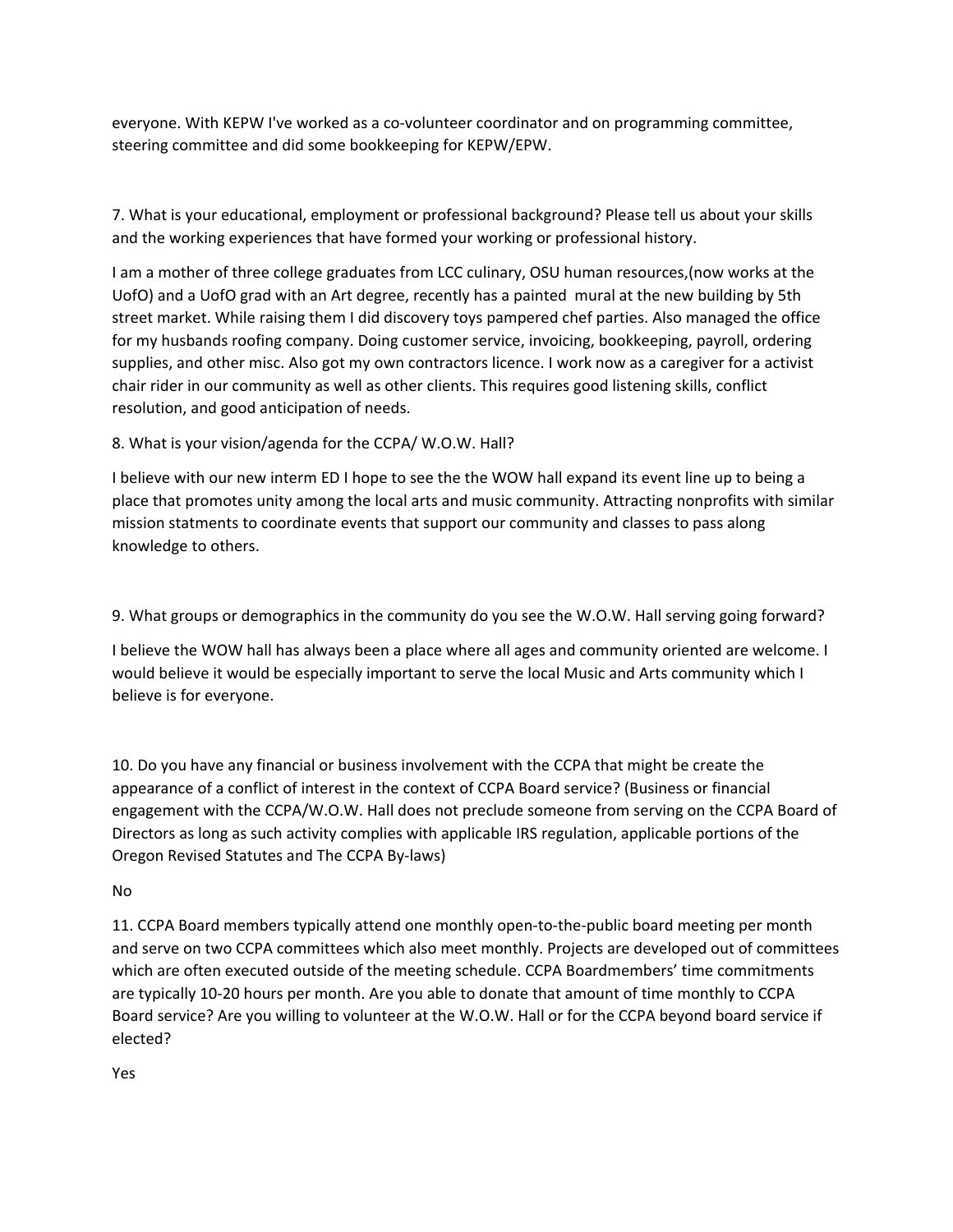everyone. With KEPW I've worked as a co-volunteer coordinator and on programming committee, steering committee and did some bookkeeping for KEPW/EPW.

7. What is your educational, employment or professional background? Please tell us about your skills and the working experiences that have formed your working or professional history.

I am a mother of three college graduates from LCC culinary, OSU human resources,(now works at the UofO) and a UofO grad with an Art degree, recently has a painted  mural at the new building by 5th street market. While raising them I did discovery toys pampered chef parties. Also managed the office for my husbands roofing company. Doing customer service, invoicing, bookkeeping, payroll, ordering supplies, and other misc. Also got my own contractors licence. I work now as a caregiver for a activist chair rider in our community as well as other clients. This requires good listening skills, conflict resolution, and good anticipation of needs.

8. What is your vision/agenda for the CCPA/ W.O.W. Hall?

I believe with our new interm ED I hope to see the the WOW hall expand its event line up to being a place that promotes unity among the local arts and music community. Attracting nonprofits with similar mission statments to coordinate events that support our community and classes to pass along knowledge to others.

9. What groups or demographics in the community do you see the W.O.W. Hall serving going forward?

I believe the WOW hall has always been a place where all ages and community oriented are welcome. I would believe it would be especially important to serve the local Music and Arts community which I believe is for everyone.

10. Do you have any financial or business involvement with the CCPA that might be create the appearance of a conflict of interest in the context of CCPA Board service? (Business or financial engagement with the CCPA/W.O.W. Hall does not preclude someone from serving on the CCPA Board of Directors as long as such activity complies with applicable IRS regulation, applicable portions of the Oregon Revised Statutes and The CCPA By-laws)

No

11. CCPA Board members typically attend one monthly open-to-the-public board meeting per month and serve on two CCPA committees which also meet monthly. Projects are developed out of committees which are often executed outside of the meeting schedule. CCPA Boardmembers' time commitments are typically 10-20 hours per month. Are you able to donate that amount of time monthly to CCPA Board service? Are you willing to volunteer at the W.O.W. Hall or for the CCPA beyond board service if elected?

Yes